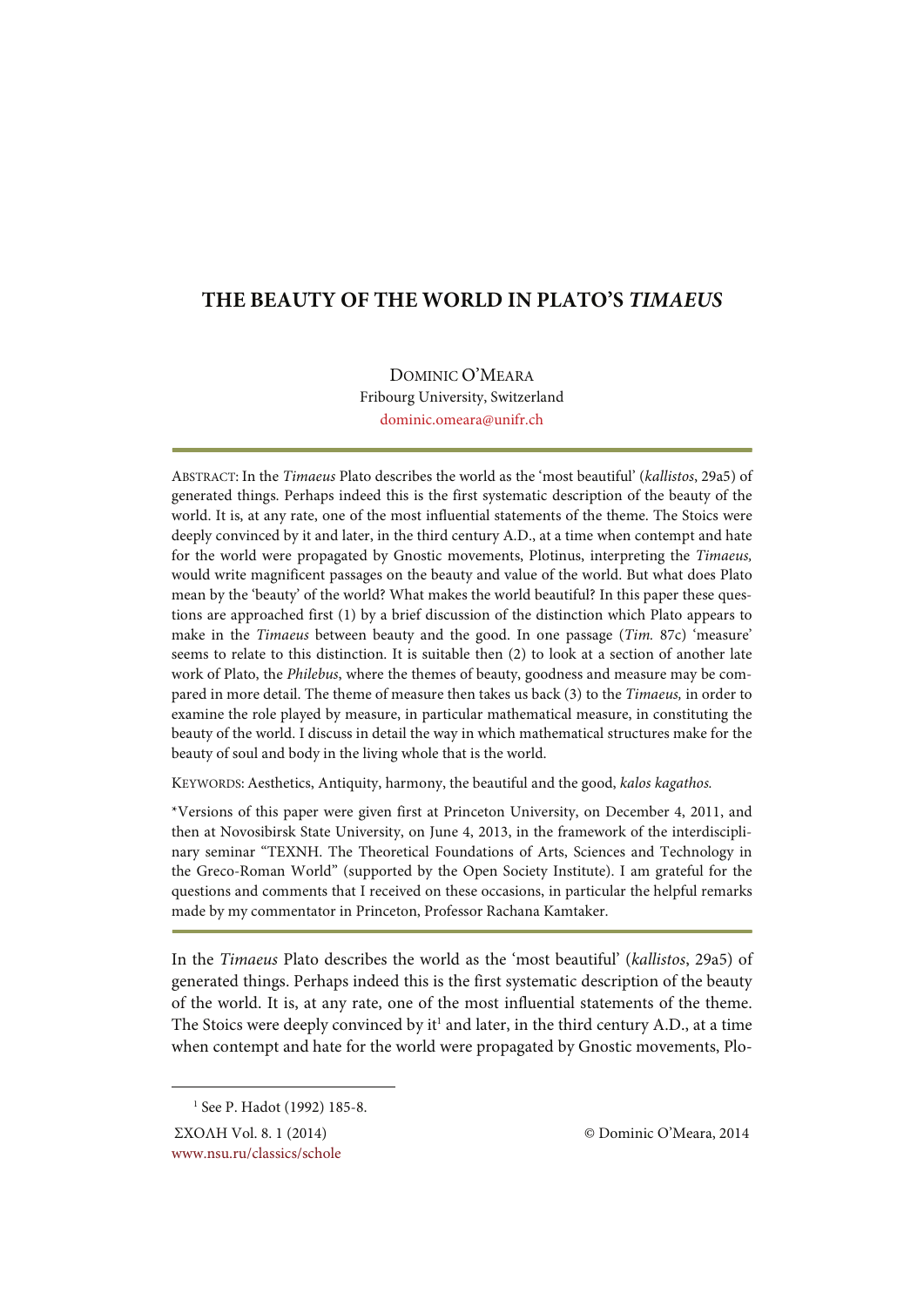# THE BEAUTY OF THE WORLD IN PLATO'S *TIMAEUS*

DOMINIC O'MEARA
Fribourg University, Switzerland
dominic.omeara@unifr.ch

ABSTRACT: In the *Timaeus* Plato describes the world as the 'most beautiful' (*kallistos*, 29a5) of generated things. Perhaps indeed this is the first systematic description of the beauty of the world. It is, at any rate, one of the most influential statements of the theme. The Stoics were deeply convinced by it and later, in the third century A.D., at a time when contempt and hate for the world were propagated by Gnostic movements, Plotinus, interpreting the *Timaeus,* would write magnificent passages on the beauty and value of the world. But what does Plato mean by the 'beauty' of the world? What makes the world beautiful? In this paper these questions are approached first (1) by a brief discussion of the distinction which Plato appears to make in the *Timaeus* between beauty and the good. In one passage (*Tim.* 87c) 'measure' seems to relate to this distinction. It is suitable then (2) to look at a section of another late work of Plato, the *Philebus*, where the themes of beauty, goodness and measure may be compared in more detail. The theme of measure then takes us back (3) to the *Timaeus,* in order to examine the role played by measure, in particular mathematical measure, in constituting the beauty of the world. I discuss in detail the way in which mathematical structures make for the beauty of soul and body in the living whole that is the world.

KEYWORDS: Aesthetics, Antiquity, harmony, the beautiful and the good, *kalos kagathos.*

*Versions of this paper were given first at Princeton University, on December 4, 2011, and then at Novosibirsk State University, on June 4, 2013, in the framework of the interdisciplinary seminar "TEXNH. The Theoretical Foundations of Arts, Sciences and Technology in the Greco-Roman World" (supported by the Open Society Institute). I am grateful for the questions and comments that I received on these occasions, in particular the helpful remarks made by my commentator in Princeton, Professor Rachana Kamtaker.

In the *Timaeus* Plato describes the world as the 'most beautiful' (*kallistos*, 29a5) of generated things. Perhaps indeed this is the first systematic description of the beauty of the world. It is, at any rate, one of the most influential statements of the theme. The Stoics were deeply convinced by it[1] and later, in the third century A.D., at a time when contempt and hate for the world were propagated by Gnostic movements, Plo-

[1] See P. Hadot (1992) 185-8.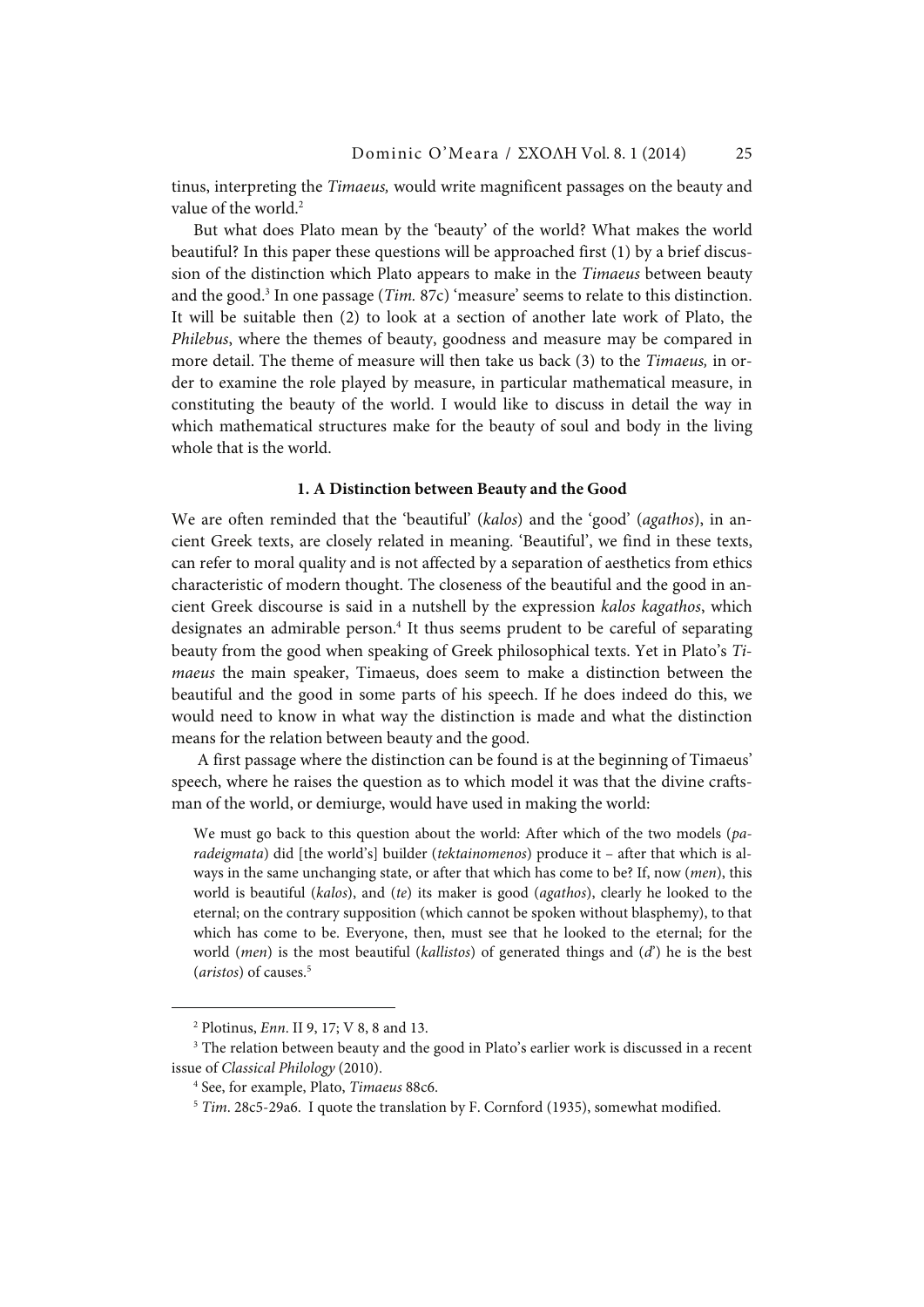tinus, interpreting the *Timaeus,* would write magnificent passages on the beauty and value of the world.[2]

But what does Plato mean by the 'beauty' of the world? What makes the world beautiful? In this paper these questions will be approached first (1) by a brief discussion of the distinction which Plato appears to make in the *Timaeus* between beauty and the good.[3] In one passage (*Tim.* 87c) 'measure' seems to relate to this distinction. It will be suitable then (2) to look at a section of another late work of Plato, the *Philebus*, where the themes of beauty, goodness and measure may be compared in more detail. The theme of measure will then take us back (3) to the *Timaeus,* in order to examine the role played by measure, in particular mathematical measure, in constituting the beauty of the world. I would like to discuss in detail the way in which mathematical structures make for the beauty of soul and body in the living whole that is the world.

### 1. A Distinction between Beauty and the Good

We are often reminded that the 'beautiful' (*kalos*) and the 'good' (*agathos*), in ancient Greek texts, are closely related in meaning. 'Beautiful', we find in these texts, can refer to moral quality and is not affected by a separation of aesthetics from ethics characteristic of modern thought. The closeness of the beautiful and the good in ancient Greek discourse is said in a nutshell by the expression *kalos kagathos*, which designates an admirable person.[4] It thus seems prudent to be careful of separating beauty from the good when speaking of Greek philosophical texts. Yet in Plato's *Timaeus* the main speaker, Timaeus, does seem to make a distinction between the beautiful and the good in some parts of his speech. If he does indeed do this, we would need to know in what way the distinction is made and what the distinction means for the relation between beauty and the good.

A first passage where the distinction can be found is at the beginning of Timaeus' speech, where he raises the question as to which model it was that the divine craftsman of the world, or demiurge, would have used in making the world:

> We must go back to this question about the world: After which of the two models (*paradeigmata*) did [the world's] builder (*tektainomenos*) produce it – after that which is always in the same unchanging state, or after that which has come to be? If, now (*men*), this world is beautiful (*kalos*), and (*te*) its maker is good (*agathos*), clearly he looked to the eternal; on the contrary supposition (which cannot be spoken without blasphemy), to that which has come to be. Everyone, then, must see that he looked to the eternal; for the world (*men*) is the most beautiful (*kallistos*) of generated things and (*d'*) he is the best (*aristos*) of causes.[5]

---

[2] Plotinus, *Enn.* II 9, 17; V 8, 8 and 13.

[3] The relation between beauty and the good in Plato's earlier work is discussed in a recent issue of *Classical Philology* (2010).

[4] See, for example, Plato, *Timaeus* 88c6.

[5] *Tim*. 28c5-29a6. I quote the translation by F. Cornford (1935), somewhat modified.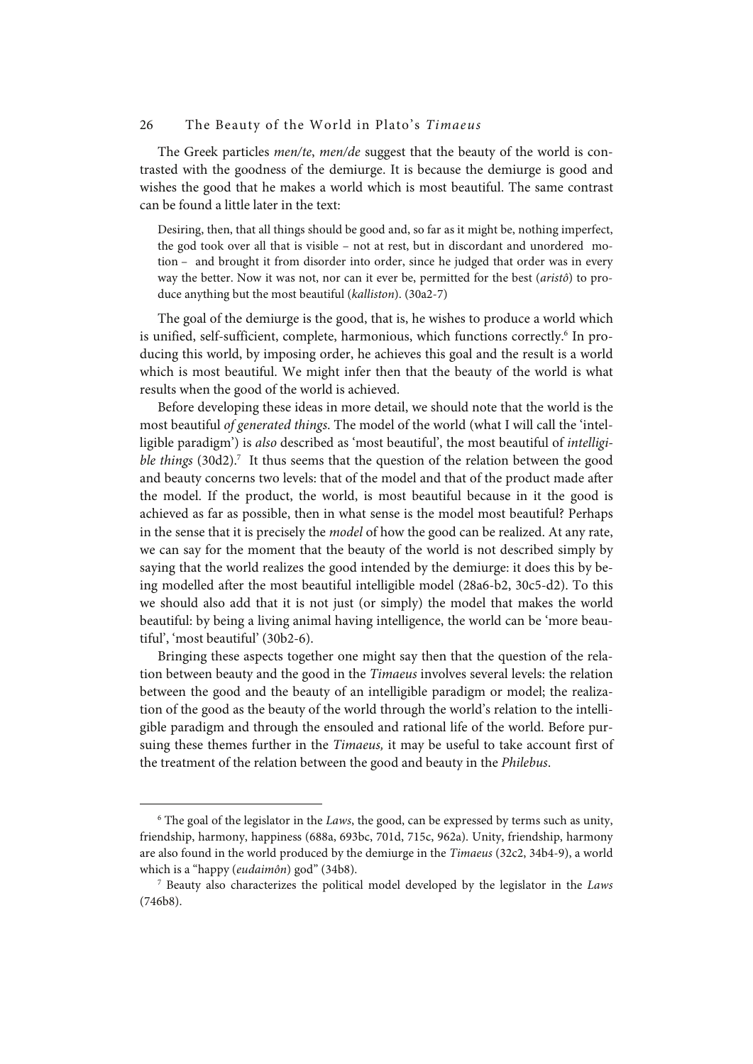The Greek particles *men/te*, *men/de* suggest that the beauty of the world is contrasted with the goodness of the demiurge. It is because the demiurge is good and wishes the good that he makes a world which is most beautiful. The same contrast can be found a little later in the text:

> Desiring, then, that all things should be good and, so far as it might be, nothing imperfect, the god took over all that is visible – not at rest, but in discordant and unordered motion – and brought it from disorder into order, since he judged that order was in every way the better. Now it was not, nor can it ever be, permitted for the best (*aristô*) to produce anything but the most beautiful (*kalliston*). (30a2-7)

The goal of the demiurge is the good, that is, he wishes to produce a world which is unified, self-sufficient, complete, harmonious, which functions correctly.[6] In producing this world, by imposing order, he achieves this goal and the result is a world which is most beautiful. We might infer then that the beauty of the world is what results when the good of the world is achieved.

Before developing these ideas in more detail, we should note that the world is the most beautiful *of generated things*. The model of the world (what I will call the 'intelligible paradigm') is *also* described as 'most beautiful', the most beautiful of *intelligible things* (30d2).[7] It thus seems that the question of the relation between the good and beauty concerns two levels: that of the model and that of the product made after the model. If the product, the world, is most beautiful because in it the good is achieved as far as possible, then in what sense is the model most beautiful? Perhaps in the sense that it is precisely the *model* of how the good can be realized. At any rate, we can say for the moment that the beauty of the world is not described simply by saying that the world realizes the good intended by the demiurge: it does this by being modelled after the most beautiful intelligible model (28a6-b2, 30c5-d2). To this we should also add that it is not just (or simply) the model that makes the world beautiful: by being a living animal having intelligence, the world can be 'more beautiful', 'most beautiful' (30b2-6).

Bringing these aspects together one might say then that the question of the relation between beauty and the good in the *Timaeus* involves several levels: the relation between the good and the beauty of an intelligible paradigm or model; the realization of the good as the beauty of the world through the world's relation to the intelligible paradigm and through the ensouled and rational life of the world. Before pursuing these themes further in the *Timaeus,* it may be useful to take account first of the treatment of the relation between the good and beauty in the *Philebus*.

---

[6] The goal of the legislator in the *Laws*, the good, can be expressed by terms such as unity, friendship, harmony, happiness (688a, 693bc, 701d, 715c, 962a). Unity, friendship, harmony are also found in the world produced by the demiurge in the *Timaeus* (32c2, 34b4-9), a world which is a "happy (*eudaimôn*) god" (34b8).

[7] Beauty also characterizes the political model developed by the legislator in the *Laws* (746b8).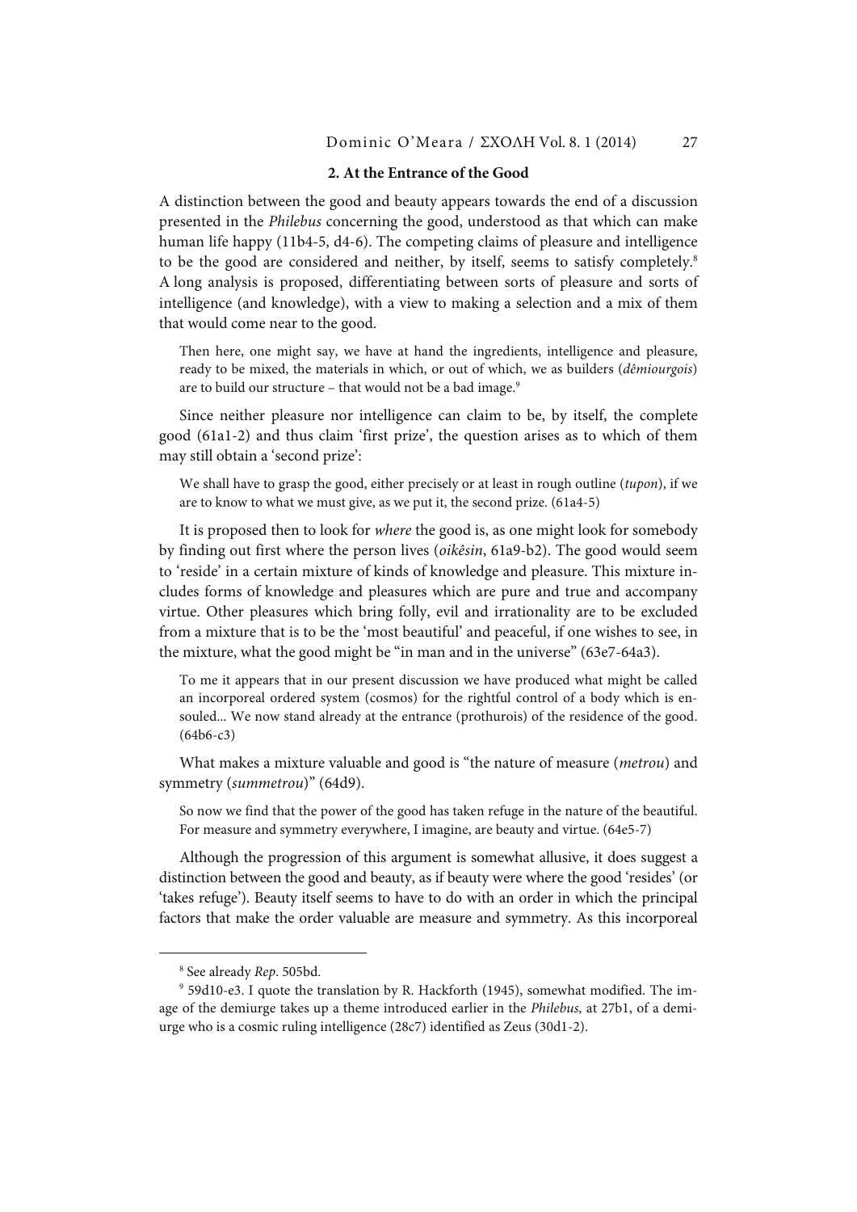## 2. At the Entrance of the Good

A distinction between the good and beauty appears towards the end of a discussion presented in the *Philebus* concerning the good, understood as that which can make human life happy (11b4-5, d4-6). The competing claims of pleasure and intelligence to be the good are considered and neither, by itself, seems to satisfy completely.[8] A long analysis is proposed, differentiating between sorts of pleasure and sorts of intelligence (and knowledge), with a view to making a selection and a mix of them that would come near to the good.

> Then here, one might say, we have at hand the ingredients, intelligence and pleasure, ready to be mixed, the materials in which, or out of which, we as builders (*dêmiourgois*) are to build our structure – that would not be a bad image.[9]

Since neither pleasure nor intelligence can claim to be, by itself, the complete good (61a1-2) and thus claim 'first prize', the question arises as to which of them may still obtain a 'second prize':

> We shall have to grasp the good, either precisely or at least in rough outline (*tupon*), if we are to know to what we must give, as we put it, the second prize. (61a4-5)

It is proposed then to look for *where* the good is, as one might look for somebody by finding out first where the person lives (*oikêsin*, 61a9-b2). The good would seem to 'reside' in a certain mixture of kinds of knowledge and pleasure. This mixture includes forms of knowledge and pleasures which are pure and true and accompany virtue. Other pleasures which bring folly, evil and irrationality are to be excluded from a mixture that is to be the 'most beautiful' and peaceful, if one wishes to see, in the mixture, what the good might be "in man and in the universe" (63e7-64a3).

> To me it appears that in our present discussion we have produced what might be called an incorporeal ordered system (cosmos) for the rightful control of a body which is ensouled... We now stand already at the entrance (prothurois) of the residence of the good. (64b6-c3)

What makes a mixture valuable and good is "the nature of measure (*metrou*) and symmetry (*summetrou*)" (64d9).

> So now we find that the power of the good has taken refuge in the nature of the beautiful. For measure and symmetry everywhere, I imagine, are beauty and virtue. (64e5-7)

Although the progression of this argument is somewhat allusive, it does suggest a distinction between the good and beauty, as if beauty were where the good 'resides' (or 'takes refuge'). Beauty itself seems to have to do with an order in which the principal factors that make the order valuable are measure and symmetry. As this incorporeal

---

[8] See already *Rep*. 505bd.

[9] 59d10-e3. I quote the translation by R. Hackforth (1945), somewhat modified. The image of the demiurge takes up a theme introduced earlier in the *Philebus*, at 27b1, of a demiurge who is a cosmic ruling intelligence (28c7) identified as Zeus (30d1-2).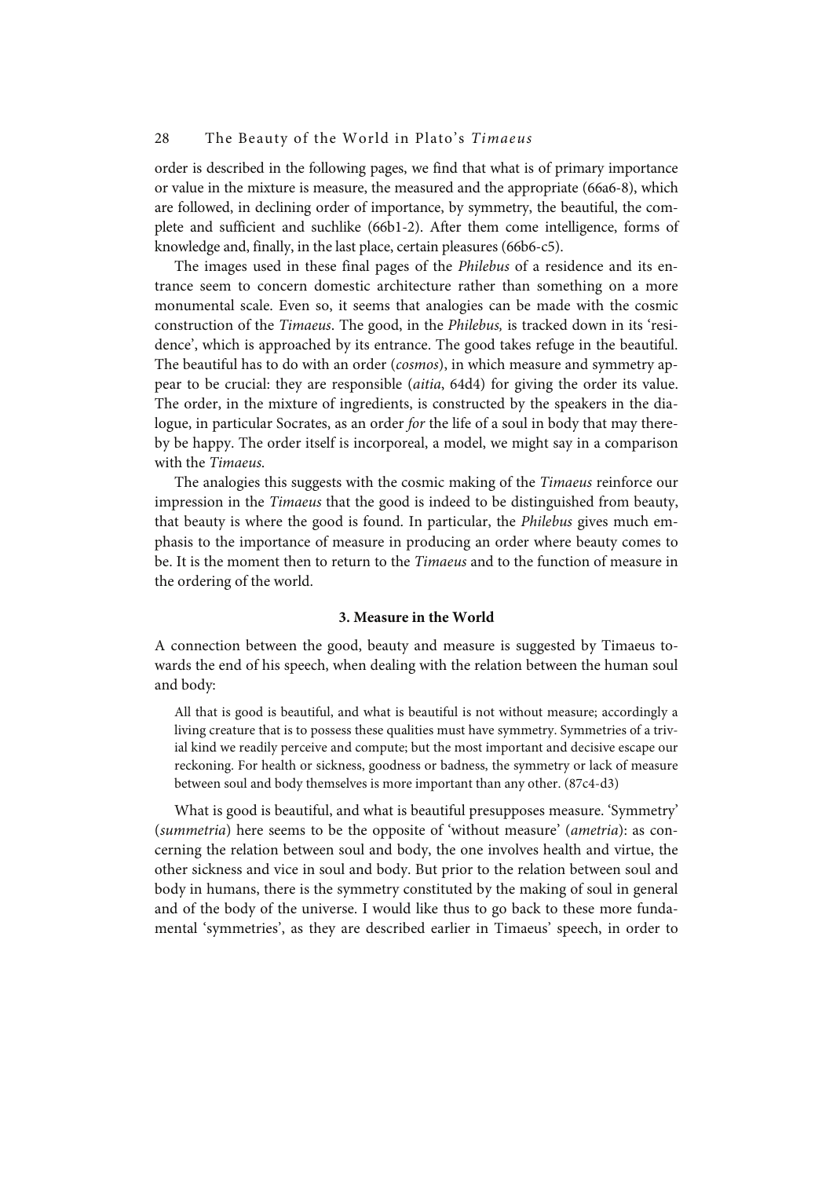order is described in the following pages, we find that what is of primary importance or value in the mixture is measure, the measured and the appropriate (66a6-8), which are followed, in declining order of importance, by symmetry, the beautiful, the complete and sufficient and suchlike (66b1-2). After them come intelligence, forms of knowledge and, finally, in the last place, certain pleasures (66b6-c5).

The images used in these final pages of the *Philebus* of a residence and its entrance seem to concern domestic architecture rather than something on a more monumental scale. Even so, it seems that analogies can be made with the cosmic construction of the *Timaeus*. The good, in the *Philebus,* is tracked down in its 'residence', which is approached by its entrance. The good takes refuge in the beautiful. The beautiful has to do with an order (*cosmos*), in which measure and symmetry appear to be crucial: they are responsible (*aitia*, 64d4) for giving the order its value. The order, in the mixture of ingredients, is constructed by the speakers in the dialogue, in particular Socrates, as an order *for* the life of a soul in body that may thereby be happy. The order itself is incorporeal, a model, we might say in a comparison with the *Timaeus*.

The analogies this suggests with the cosmic making of the *Timaeus* reinforce our impression in the *Timaeus* that the good is indeed to be distinguished from beauty, that beauty is where the good is found. In particular, the *Philebus* gives much emphasis to the importance of measure in producing an order where beauty comes to be. It is the moment then to return to the *Timaeus* and to the function of measure in the ordering of the world.

### 3. Measure in the World

A connection between the good, beauty and measure is suggested by Timaeus towards the end of his speech, when dealing with the relation between the human soul and body:

> All that is good is beautiful, and what is beautiful is not without measure; accordingly a living creature that is to possess these qualities must have symmetry. Symmetries of a trivial kind we readily perceive and compute; but the most important and decisive escape our reckoning. For health or sickness, goodness or badness, the symmetry or lack of measure between soul and body themselves is more important than any other. (87c4-d3)

What is good is beautiful, and what is beautiful presupposes measure. 'Symmetry' (*summetria*) here seems to be the opposite of 'without measure' (*ametria*): as concerning the relation between soul and body, the one involves health and virtue, the other sickness and vice in soul and body. But prior to the relation between soul and body in humans, there is the symmetry constituted by the making of soul in general and of the body of the universe. I would like thus to go back to these more fundamental 'symmetries', as they are described earlier in Timaeus' speech, in order to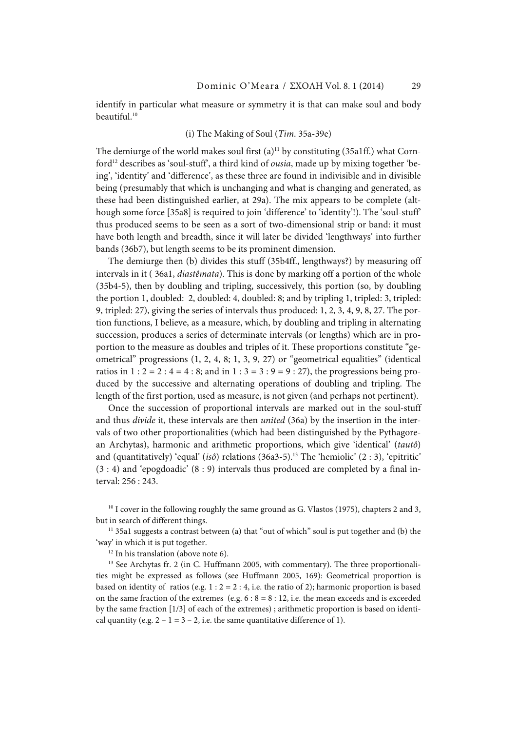identify in particular what measure or symmetry it is that can make soul and body beautiful.[10]

### (i) The Making of Soul (*Tim*. 35a-39e)

The demiurge of the world makes soul first (a)[11] by constituting (35a1ff.) what Cornford[12] describes as 'soul-stuff', a third kind of *ousia*, made up by mixing together 'being', 'identity' and 'difference', as these three are found in indivisible and in divisible being (presumably that which is unchanging and what is changing and generated, as these had been distinguished earlier, at 29a). The mix appears to be complete (although some force [35a8] is required to join 'difference' to 'identity'!). The 'soul-stuff' thus produced seems to be seen as a sort of two-dimensional strip or band: it must have both length and breadth, since it will later be divided 'lengthways' into further bands (36b7), but length seems to be its prominent dimension.

The demiurge then (b) divides this stuff (35b4ff., lengthways?) by measuring off intervals in it ( 36a1, *diastêmata*). This is done by marking off a portion of the whole (35b4-5), then by doubling and tripling, successively, this portion (so, by doubling the portion 1, doubled: 2, doubled: 4, doubled: 8; and by tripling 1, tripled: 3, tripled: 9, tripled: 27), giving the series of intervals thus produced: 1, 2, 3, 4, 9, 8, 27. The portion functions, I believe, as a measure, which, by doubling and tripling in alternating succession, produces a series of determinate intervals (or lengths) which are in proportion to the measure as doubles and triples of it. These proportions constitute "geometrical" progressions (1, 2, 4, 8; 1, 3, 9, 27) or "geometrical equalities" (identical ratios in 1 : 2 = 2 : 4 = 4 : 8; and in 1 : 3 = 3 : 9 = 9 : 27), the progressions being produced by the successive and alternating operations of doubling and tripling. The length of the first portion, used as measure, is not given (and perhaps not pertinent).

Once the succession of proportional intervals are marked out in the soul-stuff and thus *divide* it, these intervals are then *united* (36a) by the insertion in the intervals of two other proportionalities (which had been distinguished by the Pythagorean Archytas), harmonic and arithmetic proportions, which give 'identical' (*tautô*) and (quantitatively) 'equal' (*isô*) relations (36a3-5).[13] The 'hemiolic' (2 : 3), 'epitritic' (3 : 4) and 'epogdoadic' (8 : 9) intervals thus produced are completed by a final interval: 256 : 243.

---

[10] I cover in the following roughly the same ground as G. Vlastos (1975), chapters 2 and 3, but in search of different things.

[11] 35a1 suggests a contrast between (a) that "out of which" soul is put together and (b) the 'way' in which it is put together.

[12] In his translation (above note 6).

[13] See Archytas fr. 2 (in C. Huffmann 2005, with commentary). The three proportionalities might be expressed as follows (see Huffmann 2005, 169): Geometrical proportion is based on identity of ratios (e.g. 1 : 2 = 2 : 4, i.e. the ratio of 2); harmonic proportion is based on the same fraction of the extremes (e.g. 6 : 8 = 8 : 12, i.e. the mean exceeds and is exceeded by the same fraction [1/3] of each of the extremes) ; arithmetic proportion is based on identical quantity (e.g. 2 – 1 = 3 – 2, i.e. the same quantitative difference of 1).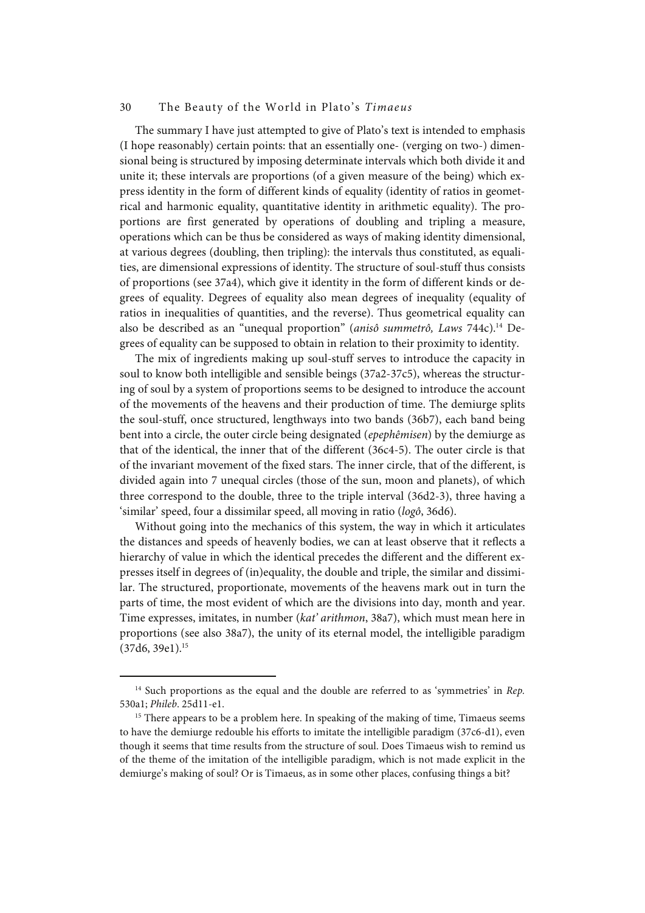The summary I have just attempted to give of Plato's text is intended to emphasis (I hope reasonably) certain points: that an essentially one- (verging on two-) dimensional being is structured by imposing determinate intervals which both divide it and unite it; these intervals are proportions (of a given measure of the being) which express identity in the form of different kinds of equality (identity of ratios in geometrical and harmonic equality, quantitative identity in arithmetic equality). The proportions are first generated by operations of doubling and tripling a measure, operations which can be thus be considered as ways of making identity dimensional, at various degrees (doubling, then tripling): the intervals thus constituted, as equalities, are dimensional expressions of identity. The structure of soul-stuff thus consists of proportions (see 37a4), which give it identity in the form of different kinds or degrees of equality. Degrees of equality also mean degrees of inequality (equality of ratios in inequalities of quantities, and the reverse). Thus geometrical equality can also be described as an "unequal proportion" (*anisô summetrô, Laws* 744c).[14] Degrees of equality can be supposed to obtain in relation to their proximity to identity.

The mix of ingredients making up soul-stuff serves to introduce the capacity in soul to know both intelligible and sensible beings (37a2-37c5), whereas the structuring of soul by a system of proportions seems to be designed to introduce the account of the movements of the heavens and their production of time. The demiurge splits the soul-stuff, once structured, lengthways into two bands (36b7), each band being bent into a circle, the outer circle being designated (*epephêmisen*) by the demiurge as that of the identical, the inner that of the different (36c4-5). The outer circle is that of the invariant movement of the fixed stars. The inner circle, that of the different, is divided again into 7 unequal circles (those of the sun, moon and planets), of which three correspond to the double, three to the triple interval (36d2-3), three having a 'similar' speed, four a dissimilar speed, all moving in ratio (*logô*, 36d6).

Without going into the mechanics of this system, the way in which it articulates the distances and speeds of heavenly bodies, we can at least observe that it reflects a hierarchy of value in which the identical precedes the different and the different expresses itself in degrees of (in)equality, the double and triple, the similar and dissimilar. The structured, proportionate, movements of the heavens mark out in turn the parts of time, the most evident of which are the divisions into day, month and year. Time expresses, imitates, in number (*kat' arithmon*, 38a7), which must mean here in proportions (see also 38a7), the unity of its eternal model, the intelligible paradigm (37d6, 39e1).[15]

---

[14] Such proportions as the equal and the double are referred to as 'symmetries' in *Rep.* 530a1; *Phileb*. 25d11-e1.

[15] There appears to be a problem here. In speaking of the making of time, Timaeus seems to have the demiurge redouble his efforts to imitate the intelligible paradigm (37c6-d1), even though it seems that time results from the structure of soul. Does Timaeus wish to remind us of the theme of the imitation of the intelligible paradigm, which is not made explicit in the demiurge's making of soul? Or is Timaeus, as in some other places, confusing things a bit?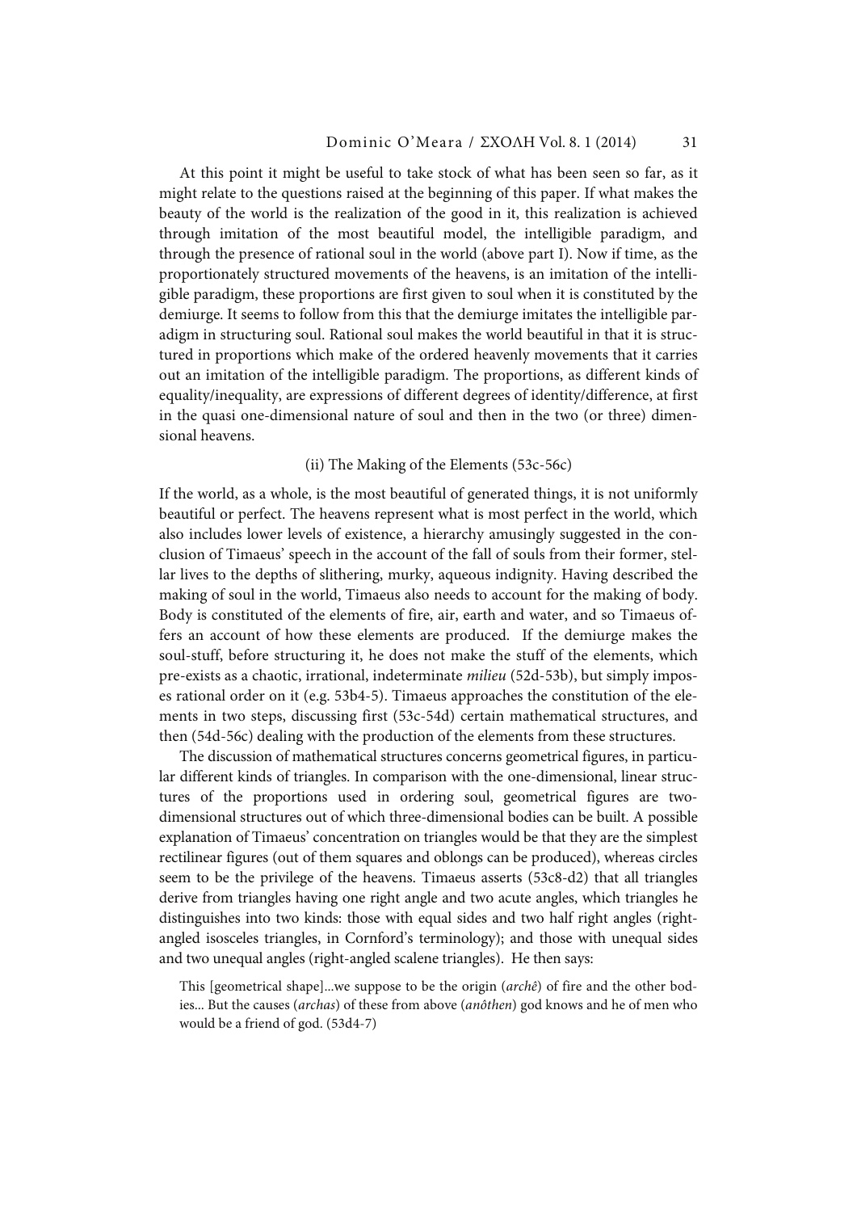At this point it might be useful to take stock of what has been seen so far, as it might relate to the questions raised at the beginning of this paper. If what makes the beauty of the world is the realization of the good in it, this realization is achieved through imitation of the most beautiful model, the intelligible paradigm, and through the presence of rational soul in the world (above part I). Now if time, as the proportionately structured movements of the heavens, is an imitation of the intelligible paradigm, these proportions are first given to soul when it is constituted by the demiurge. It seems to follow from this that the demiurge imitates the intelligible paradigm in structuring soul. Rational soul makes the world beautiful in that it is structured in proportions which make of the ordered heavenly movements that it carries out an imitation of the intelligible paradigm. The proportions, as different kinds of equality/inequality, are expressions of different degrees of identity/difference, at first in the quasi one-dimensional nature of soul and then in the two (or three) dimensional heavens.

### (ii) The Making of the Elements (53c-56c)

If the world, as a whole, is the most beautiful of generated things, it is not uniformly beautiful or perfect. The heavens represent what is most perfect in the world, which also includes lower levels of existence, a hierarchy amusingly suggested in the conclusion of Timaeus' speech in the account of the fall of souls from their former, stellar lives to the depths of slithering, murky, aqueous indignity. Having described the making of soul in the world, Timaeus also needs to account for the making of body. Body is constituted of the elements of fire, air, earth and water, and so Timaeus offers an account of how these elements are produced. If the demiurge makes the soul-stuff, before structuring it, he does not make the stuff of the elements, which pre-exists as a chaotic, irrational, indeterminate *milieu* (52d-53b), but simply imposes rational order on it (e.g. 53b4-5). Timaeus approaches the constitution of the elements in two steps, discussing first (53c-54d) certain mathematical structures, and then (54d-56c) dealing with the production of the elements from these structures.

The discussion of mathematical structures concerns geometrical figures, in particular different kinds of triangles. In comparison with the one-dimensional, linear structures of the proportions used in ordering soul, geometrical figures are two-dimensional structures out of which three-dimensional bodies can be built. A possible explanation of Timaeus' concentration on triangles would be that they are the simplest rectilinear figures (out of them squares and oblongs can be produced), whereas circles seem to be the privilege of the heavens. Timaeus asserts (53c8-d2) that all triangles derive from triangles having one right angle and two acute angles, which triangles he distinguishes into two kinds: those with equal sides and two half right angles (right-angled isosceles triangles, in Cornford's terminology); and those with unequal sides and two unequal angles (right-angled scalene triangles). He then says:

> This [geometrical shape]...we suppose to be the origin (*archê*) of fire and the other bodies... But the causes (*archas*) of these from above (*anôthen*) god knows and he of men who would be a friend of god. (53d4-7)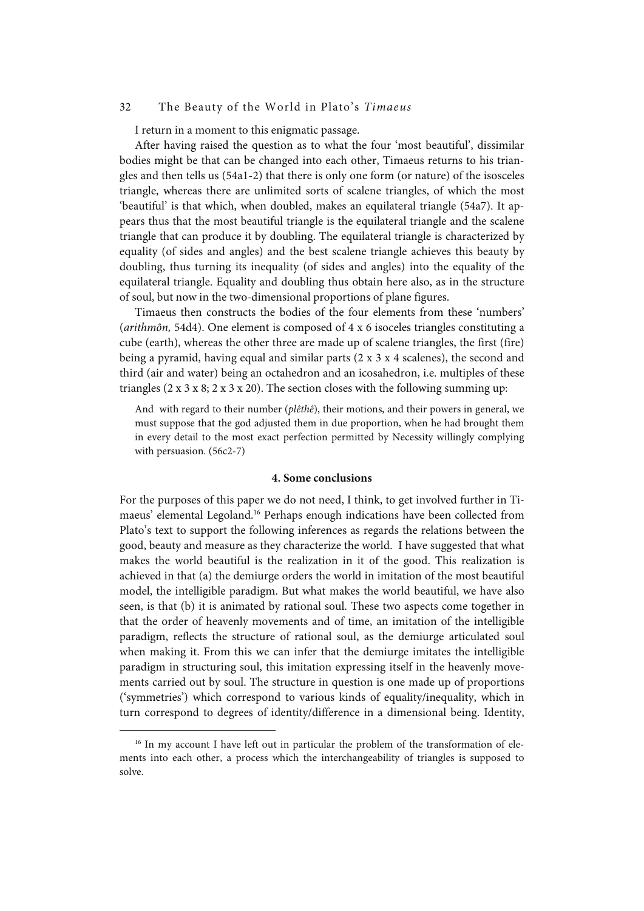I return in a moment to this enigmatic passage.

After having raised the question as to what the four 'most beautiful', dissimilar bodies might be that can be changed into each other, Timaeus returns to his triangles and then tells us (54a1-2) that there is only one form (or nature) of the isosceles triangle, whereas there are unlimited sorts of scalene triangles, of which the most 'beautiful' is that which, when doubled, makes an equilateral triangle (54a7). It appears thus that the most beautiful triangle is the equilateral triangle and the scalene triangle that can produce it by doubling. The equilateral triangle is characterized by equality (of sides and angles) and the best scalene triangle achieves this beauty by doubling, thus turning its inequality (of sides and angles) into the equality of the equilateral triangle. Equality and doubling thus obtain here also, as in the structure of soul, but now in the two-dimensional proportions of plane figures.

Timaeus then constructs the bodies of the four elements from these 'numbers' (*arithmôn,* 54d4). One element is composed of 4 x 6 isoceles triangles constituting a cube (earth), whereas the other three are made up of scalene triangles, the first (fire) being a pyramid, having equal and similar parts (2 x 3 x 4 scalenes), the second and third (air and water) being an octahedron and an icosahedron, i.e. multiples of these triangles (2 x 3 x 8; 2 x 3 x 20). The section closes with the following summing up:

> And with regard to their number (*plêthê*), their motions, and their powers in general, we must suppose that the god adjusted them in due proportion, when he had brought them in every detail to the most exact perfection permitted by Necessity willingly complying with persuasion. (56c2-7)

## 4. Some conclusions

For the purposes of this paper we do not need, I think, to get involved further in Timaeus' elemental Legoland.[16] Perhaps enough indications have been collected from Plato's text to support the following inferences as regards the relations between the good, beauty and measure as they characterize the world. I have suggested that what makes the world beautiful is the realization in it of the good. This realization is achieved in that (a) the demiurge orders the world in imitation of the most beautiful model, the intelligible paradigm. But what makes the world beautiful, we have also seen, is that (b) it is animated by rational soul. These two aspects come together in that the order of heavenly movements and of time, an imitation of the intelligible paradigm, reflects the structure of rational soul, as the demiurge articulated soul when making it. From this we can infer that the demiurge imitates the intelligible paradigm in structuring soul, this imitation expressing itself in the heavenly movements carried out by soul. The structure in question is one made up of proportions ('symmetries') which correspond to various kinds of equality/inequality, which in turn correspond to degrees of identity/difference in a dimensional being. Identity,

[16] In my account I have left out in particular the problem of the transformation of elements into each other, a process which the interchangeability of triangles is supposed to solve.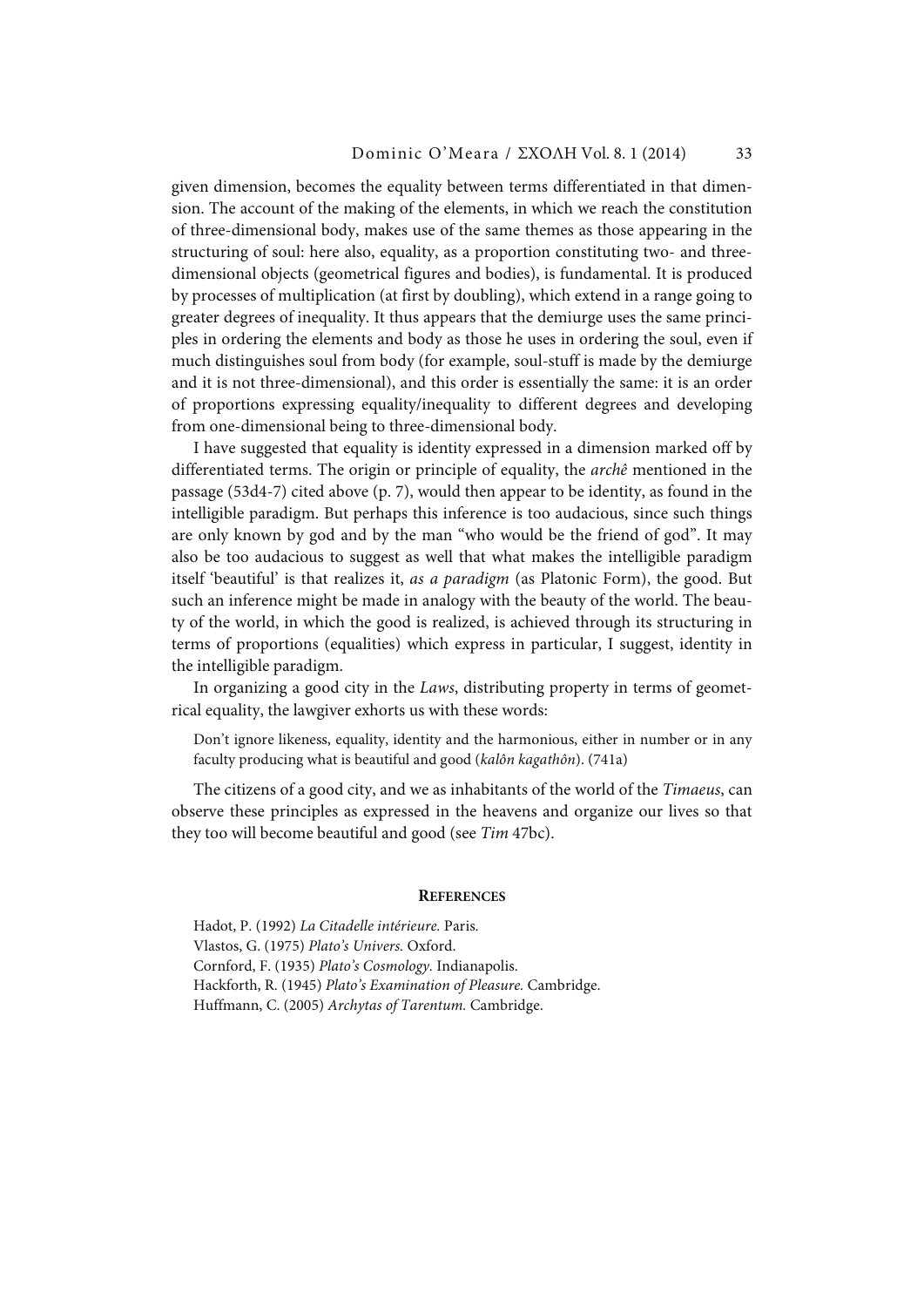given dimension, becomes the equality between terms differentiated in that dimension. The account of the making of the elements, in which we reach the constitution of three-dimensional body, makes use of the same themes as those appearing in the structuring of soul: here also, equality, as a proportion constituting two- and three-dimensional objects (geometrical figures and bodies), is fundamental. It is produced by processes of multiplication (at first by doubling), which extend in a range going to greater degrees of inequality. It thus appears that the demiurge uses the same principles in ordering the elements and body as those he uses in ordering the soul, even if much distinguishes soul from body (for example, soul-stuff is made by the demiurge and it is not three-dimensional), and this order is essentially the same: it is an order of proportions expressing equality/inequality to different degrees and developing from one-dimensional being to three-dimensional body.

I have suggested that equality is identity expressed in a dimension marked off by differentiated terms. The origin or principle of equality, the *archê* mentioned in the passage (53d4-7) cited above (p. 7), would then appear to be identity, as found in the intelligible paradigm. But perhaps this inference is too audacious, since such things are only known by god and by the man "who would be the friend of god". It may also be too audacious to suggest as well that what makes the intelligible paradigm itself 'beautiful' is that realizes it, *as a paradigm* (as Platonic Form), the good. But such an inference might be made in analogy with the beauty of the world. The beauty of the world, in which the good is realized, is achieved through its structuring in terms of proportions (equalities) which express in particular, I suggest, identity in the intelligible paradigm.

In organizing a good city in the *Laws*, distributing property in terms of geometrical equality, the lawgiver exhorts us with these words:

> Don't ignore likeness, equality, identity and the harmonious, either in number or in any faculty producing what is beautiful and good (*kalôn kagathôn*). (741a)

The citizens of a good city, and we as inhabitants of the world of the *Timaeus*, can observe these principles as expressed in the heavens and organize our lives so that they too will become beautiful and good (see *Tim* 47bc).

## References

Hadot, P. (1992) *La Citadelle intérieure.* Paris.

Vlastos, G. (1975) *Plato's Univers.* Oxford.

Cornford, F. (1935) *Plato's Cosmology*. Indianapolis.

Hackforth, R. (1945) *Plato's Examination of Pleasure.* Cambridge.

Huffmann, C. (2005) *Archytas of Tarentum.* Cambridge.